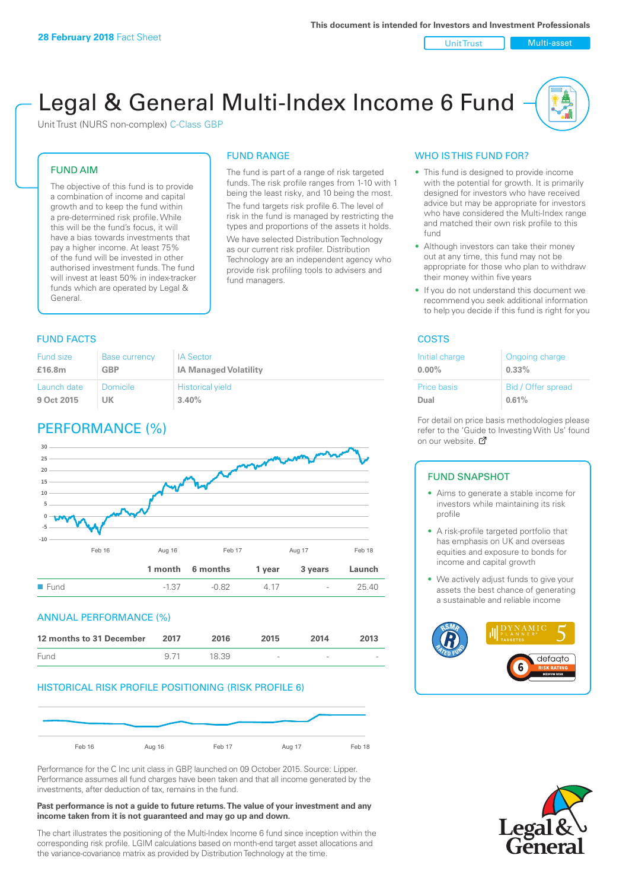**28 February 2018** Fact Sheet

This document is intended for Investors and Investment Professionals

Unit Trust | Multi-asset

# Legal & General Multi-Index Income 6 Fund

Unit Trust (NURS non-complex) C-Class GBP

## FUND AIM

The objective of this fund is to provide a combination of income and capital growth and to keep the fund within a pre-determined risk profile. While this will be the fund's focus, it will have a bias towards investments that pay a higher income. At least 75% of the fund will be invested in other authorised investment funds. The fund will invest at least 50% in index-tracker funds which are operated by Legal & General.

## FUND RANGE

The fund is part of a range of risk targeted funds. The risk profile ranges from 1-10 with 1 being the least risky, and 10 being the most.

The fund targets risk profile 6. The level of risk in the fund is managed by restricting the types and proportions of the assets it holds.

We have selected Distribution Technology as our current risk profiler. Distribution Technology are an independent agency who provide risk profiling tools to advisers and fund managers.

## WHO IS THIS FUND FOR?

- This fund is designed to provide income with the potential for growth. It is primarily designed for investors who have received advice but may be appropriate for investors who have considered the Multi-Index range and matched their own risk profile to this fund
- Although investors can take their money out at any time, this fund may not be appropriate for those who plan to withdraw their money within five years
- If you do not understand this document we recommend you seek additional information to help you decide if this fund is right for you

## FUND FACTS

| Fund size | Base currency | IA Sector |
|---|---|---|
| **£16.8m** | **GBP** | **IA Managed Volatility** |
| **Launch date** | **Domicile** | **Historical yield** |
| **9 Oct 2015** | **UK** | **3.40%** |

## COSTS

| Initial charge | Ongoing charge |
|---|---|
| **0.00%** | **0.33%** |
| **Price basis** | **Bid / Offer spread** |
| **Dual** | **0.61%** |

For detail on price basis methodologies please refer to the 'Guide to Investing With Us' found on our website.

## PERFORMANCE (%)

| | 1 month | 6 months | 1 year | 3 years | Launch |
|---|---|---|---|---|---|
| Fund | -1.37 | -0.82 | 4.17 | - | 25.40 |

## ANNUAL PERFORMANCE (%)

| 12 months to 31 December | 2017 | 2016 | 2015 | 2014 | 2013 |
|---|---|---|---|---|---|
| Fund | 9.71 | 18.39 | - | - | - |

## FUND SNAPSHOT

- Aims to generate a stable income for investors while maintaining its risk profile
- A risk-profile targeted portfolio that has emphasis on UK and overseas equities and exposure to bonds for income and capital growth
- We actively adjust funds to give your assets the best chance of generating a sustainable and reliable income

## HISTORICAL RISK PROFILE POSITIONING (RISK PROFILE 6)

Performance for the C Inc unit class in GBP, launched on 09 October 2015. Source: Lipper. Performance assumes all fund charges have been taken and that all income generated by the investments, after deduction of tax, remains in the fund.

**Past performance is not a guide to future returns. The value of your investment and any income taken from it is not guaranteed and may go up and down.**

The chart illustrates the positioning of the Multi-Index Income 6 fund since inception within the corresponding risk profile. LGIM calculations based on month-end target asset allocations and the variance-covariance matrix as provided by Distribution Technology at the time.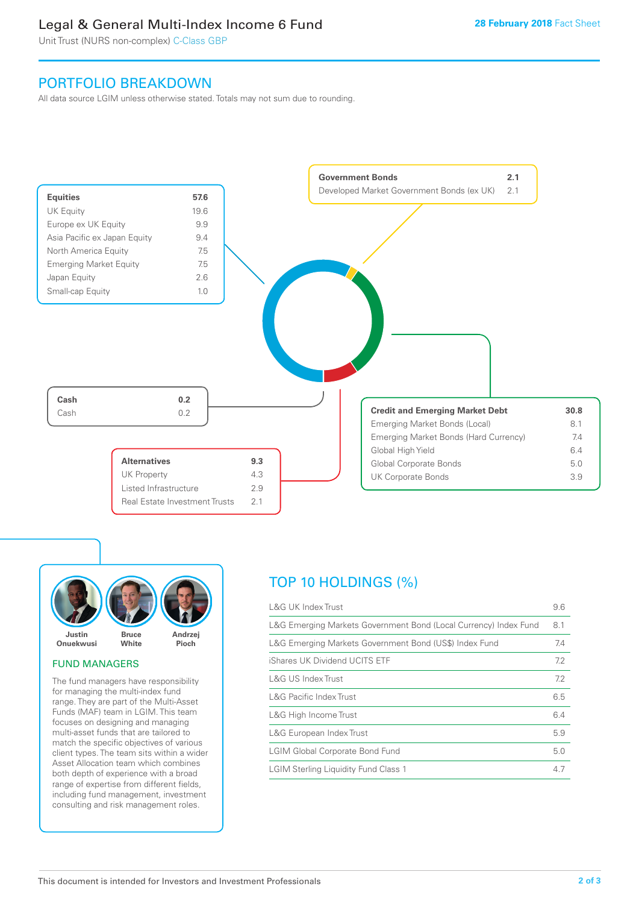# Legal & General Multi-Index Income 6 Fund

Unit Trust (NURS non-complex) C-Class GBP

**28 February 2018** Fact Sheet

## PORTFOLIO BREAKDOWN

All data source LGIM unless otherwise stated. Totals may not sum due to rounding.

| **Equities** | **57.6** |
|---|---|
| UK Equity | 19.6 |
| Europe ex UK Equity | 9.9 |
| Asia Pacific ex Japan Equity | 9.4 |
| North America Equity | 7.5 |
| Emerging Market Equity | 7.5 |
| Japan Equity | 2.6 |
| Small-cap Equity | 1.0 |

| **Government Bonds** | **2.1** |
|---|---|
| Developed Market Government Bonds (ex UK) | 2.1 |

| **Cash** | **0.2** |
|---|---|
| Cash | 0.2 |

| **Credit and Emerging Market Debt** | **30.8** |
|---|---|
| Emerging Market Bonds (Local) | 8.1 |
| Emerging Market Bonds (Hard Currency) | 7.4 |
| Global High Yield | 6.4 |
| Global Corporate Bonds | 5.0 |
| UK Corporate Bonds | 3.9 |

| **Alternatives** | **9.3** |
|---|---|
| UK Property | 4.3 |
| Listed Infrastructure | 2.9 |
| Real Estate Investment Trusts | 2.1 |

Justin Onuekwusi | Bruce White | Andrzej Pioch

### FUND MANAGERS

The fund managers have responsibility for managing the multi-index fund range. They are part of the Multi-Asset Funds (MAF) team in LGIM. This team focuses on designing and managing multi-asset funds that are tailored to match the specific objectives of various client types. The team sits within a wider Asset Allocation team which combines both depth of experience with a broad range of expertise from different fields, including fund management, investment consulting and risk management roles.

## TOP 10 HOLDINGS (%)

| Holding | % |
|---|---|
| L&G UK Index Trust | 9.6 |
| L&G Emerging Markets Government Bond (Local Currency) Index Fund | 8.1 |
| L&G Emerging Markets Government Bond (US$) Index Fund | 7.4 |
| iShares UK Dividend UCITS ETF | 7.2 |
| L&G US Index Trust | 7.2 |
| L&G Pacific Index Trust | 6.5 |
| L&G High Income Trust | 6.4 |
| L&G European Index Trust | 5.9 |
| LGIM Global Corporate Bond Fund | 5.0 |
| LGIM Sterling Liquidity Fund Class 1 | 4.7 |

This document is intended for Investors and Investment Professionals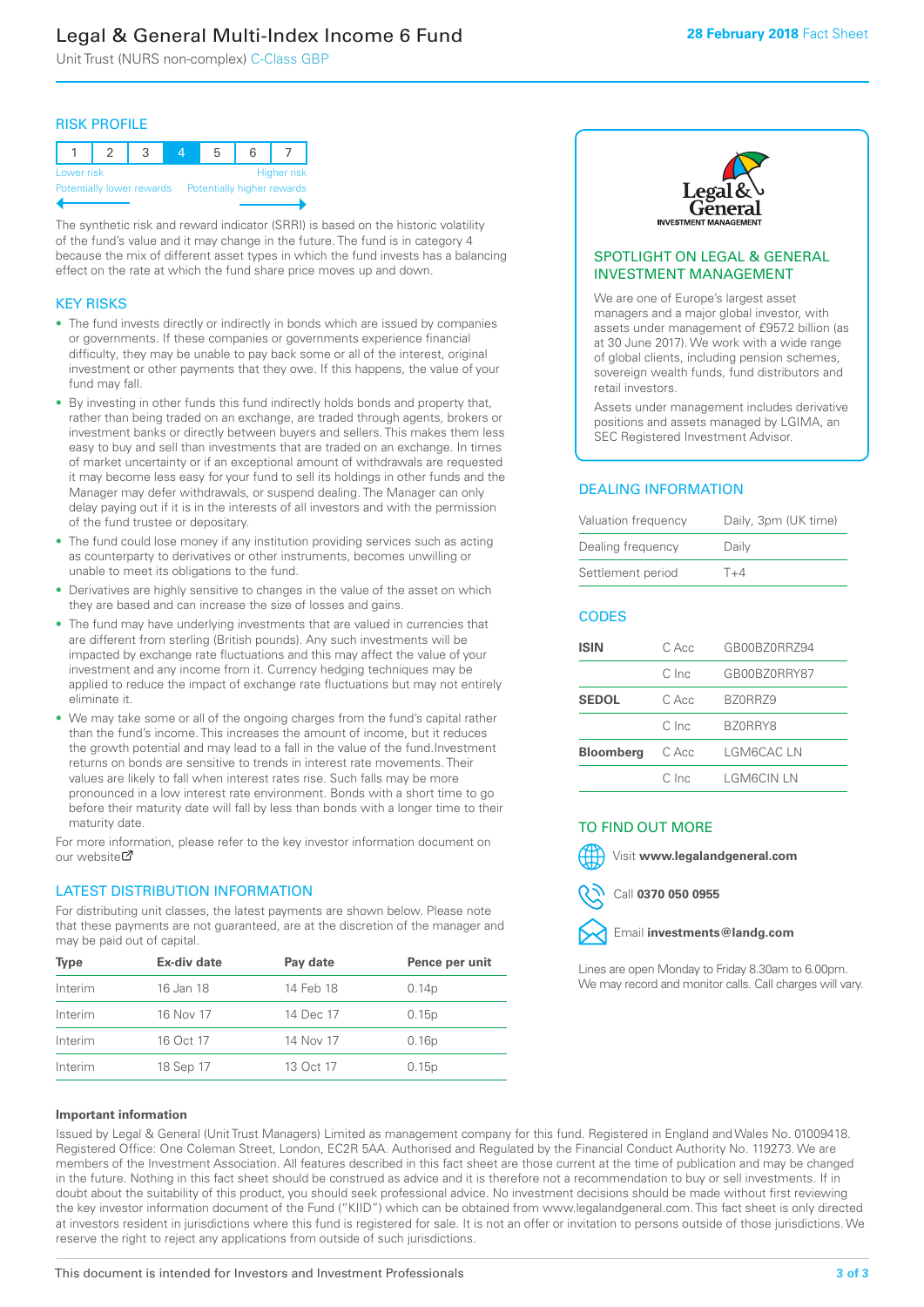# Legal & General Multi-Index Income 6 Fund

Unit Trust (NURS non-complex) C-Class GBP

28 February 2018 Fact Sheet

## RISK PROFILE

| 1 | 2 | 3 | 4 | 5 | 6 | 7 |
|---|---|---|---|---|---|---|

Lower risk — Higher risk

Potentially lower rewards — Potentially higher rewards

The synthetic risk and reward indicator (SRRI) is based on the historic volatility of the fund's value and it may change in the future. The fund is in category 4 because the mix of different asset types in which the fund invests has a balancing effect on the rate at which the fund share price moves up and down.

## KEY RISKS

- The fund invests directly or indirectly in bonds which are issued by companies or governments. If these companies or governments experience financial difficulty, they may be unable to pay back some or all of the interest, original investment or other payments that they owe. If this happens, the value of your fund may fall.
- By investing in other funds this fund indirectly holds bonds and property that, rather than being traded on an exchange, are traded through agents, brokers or investment banks or directly between buyers and sellers. This makes them less easy to buy and sell than investments that are traded on an exchange. In times of market uncertainty or if an exceptional amount of withdrawals are requested it may become less easy for your fund to sell its holdings in other funds and the Manager may defer withdrawals, or suspend dealing. The Manager can only delay paying out if it is in the interests of all investors and with the permission of the fund trustee or depositary.
- The fund could lose money if any institution providing services such as acting as counterparty to derivatives or other instruments, becomes unwilling or unable to meet its obligations to the fund.
- Derivatives are highly sensitive to changes in the value of the asset on which they are based and can increase the size of losses and gains.
- The fund may have underlying investments that are valued in currencies that are different from sterling (British pounds). Any such investments will be impacted by exchange rate fluctuations and this may affect the value of your investment and any income from it. Currency hedging techniques may be applied to reduce the impact of exchange rate fluctuations but may not entirely eliminate it.
- We may take some or all of the ongoing charges from the fund's capital rather than the fund's income. This increases the amount of income, but it reduces the growth potential and may lead to a fall in the value of the fund.Investment returns on bonds are sensitive to trends in interest rate movements. Their values are likely to fall when interest rates rise. Such falls may be more pronounced in a low interest rate environment. Bonds with a short time to go before their maturity date will fall by less than bonds with a longer time to their maturity date.

For more information, please refer to the key investor information document on our website

## LATEST DISTRIBUTION INFORMATION

For distributing unit classes, the latest payments are shown below. Please note that these payments are not guaranteed, are at the discretion of the manager and may be paid out of capital.

| Type | Ex-div date | Pay date | Pence per unit |
|---|---|---|---|
| Interim | 16 Jan 18 | 14 Feb 18 | 0.14p |
| Interim | 16 Nov 17 | 14 Dec 17 | 0.15p |
| Interim | 16 Oct 17 | 14 Nov 17 | 0.16p |
| Interim | 18 Sep 17 | 13 Oct 17 | 0.15p |

## SPOTLIGHT ON LEGAL & GENERAL INVESTMENT MANAGEMENT

We are one of Europe's largest asset managers and a major global investor, with assets under management of £957.2 billion (as at 30 June 2017). We work with a wide range of global clients, including pension schemes, sovereign wealth funds, fund distributors and retail investors.

Assets under management includes derivative positions and assets managed by LGIMA, an SEC Registered Investment Advisor.

## DEALING INFORMATION

| | |
|---|---|
| Valuation frequency | Daily, 3pm (UK time) |
| Dealing frequency | Daily |
| Settlement period | T+4 |

## CODES

| | | |
|---|---|---|
| **ISIN** | C Acc | GB00BZ0RRZ94 |
| | C Inc | GB00BZ0RRY87 |
| **SEDOL** | C Acc | BZ0RRZ9 |
| | C Inc | BZ0RRY8 |
| **Bloomberg** | C Acc | LGM6CAC LN |
| | C Inc | LGM6CIN LN |

## TO FIND OUT MORE

Visit **www.legalandgeneral.com**

Call **0370 050 0955**

Email **investments@landg.com**

Lines are open Monday to Friday 8.30am to 6.00pm. We may record and monitor calls. Call charges will vary.

### Important information

Issued by Legal & General (Unit Trust Managers) Limited as management company for this fund. Registered in England and Wales No. 01009418. Registered Office: One Coleman Street, London, EC2R 5AA. Authorised and Regulated by the Financial Conduct Authority No. 119273. We are members of the Investment Association. All features described in this fact sheet are those current at the time of publication and may be changed in the future. Nothing in this fact sheet should be construed as advice and it is therefore not a recommendation to buy or sell investments. If in doubt about the suitability of this product, you should seek professional advice. No investment decisions should be made without first reviewing the key investor information document of the Fund ("KIID") which can be obtained from www.legalandgeneral.com. This fact sheet is only directed at investors resident in jurisdictions where this fund is registered for sale. It is not an offer or invitation to persons outside of those jurisdictions. We reserve the right to reject any applications from outside of such jurisdictions.

This document is intended for Investors and Investment Professionals